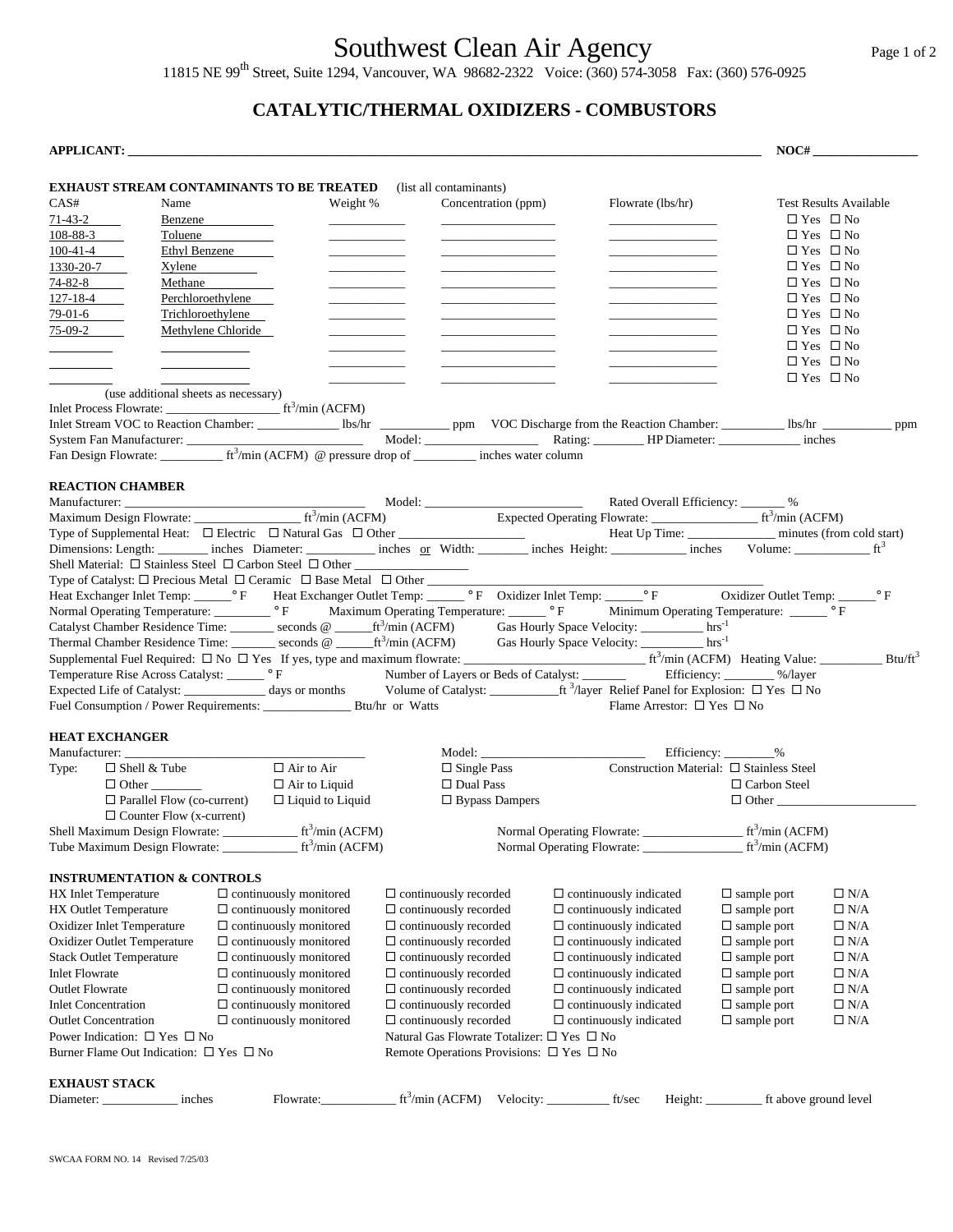# Southwest Clean Air Agency

11815 NE 99th Street, Suite 1294, Vancouver, WA 98682-2322 Voice: (360) 574-3058 Fax: (360) 576-0925

## CATALYTIC/THERMAL OXIDIZERS - COMBUSTORS

**APPLICANT:** ______________________________ **NOC#** ________________

**EXHAUST STREAM CONTAMINANTS TO BE TREATED** (list all contaminants)

| CAS# | Name | Weight % | Concentration (ppm) | Flowrate (lbs/hr) | Test Results Available |
|---|---|---|---|---|---|
| 71-43-2 | Benzene | ________ | ________ | ________ | ☐ Yes ☐ No |
| 108-88-3 | Toluene | ________ | ________ | ________ | ☐ Yes ☐ No |
| 100-41-4 | Ethyl Benzene | ________ | ________ | ________ | ☐ Yes ☐ No |
| 1330-20-7 | Xylene | ________ | ________ | ________ | ☐ Yes ☐ No |
| 74-82-8 | Methane | ________ | ________ | ________ | ☐ Yes ☐ No |
| 127-18-4 | Perchloroethylene | ________ | ________ | ________ | ☐ Yes ☐ No |
| 79-01-6 | Trichloroethylene | ________ | ________ | ________ | ☐ Yes ☐ No |
| 75-09-2 | Methylene Chloride | ________ | ________ | ________ | ☐ Yes ☐ No |
| ________ | ________ | ________ | ________ | ________ | ☐ Yes ☐ No |
| ________ | ________ | ________ | ________ | ________ | ☐ Yes ☐ No |
| ________ | ________ | ________ | ________ | ________ | ☐ Yes ☐ No |

(use additional sheets as necessary)

Inlet Process Flowrate: ________________ $ft^3$/min (ACFM)

Inlet Stream VOC to Reaction Chamber: __________ lbs/hr __________ ppm VOC Discharge from the Reaction Chamber: __________ lbs/hr __________ ppm

System Fan Manufacturer: ____________________ Model: ________________ Rating: ________ HP Diameter: ____________ inches

Fan Design Flowrate: __________ $ft^3$/min (ACFM) @ pressure drop of __________ inches water column

**REACTION CHAMBER**

Manufacturer: ______________________________ Model: ________________________ Rated Overall Efficiency: _______ %

Maximum Design Flowrate: ________________ $ft^3$/min (ACFM) Expected Operating Flowrate: ________________ $ft^3$/min (ACFM)

Type of Supplemental Heat: ☐ Electric ☐ Natural Gas ☐ Other __________________ Heat Up Time: ______________ minutes (from cold start)

Dimensions: Length: ________ inches Diameter: __________ inches or Width: ________ inches Height: ___________ inches Volume: ___________ $ft^3$

Shell Material: ☐ Stainless Steel ☐ Carbon Steel ☐ Other ________________

Type of Catalyst: ☐ Precious Metal ☐ Ceramic ☐ Base Metal ☐ Other ______________________________

Heat Exchanger Inlet Temp: ______° F Heat Exchanger Outlet Temp: ______ ° F Oxidizer Inlet Temp: ______° F Oxidizer Outlet Temp: ______° F

Normal Operating Temperature: _________ ° F Maximum Operating Temperature: ______ ° F Minimum Operating Temperature: ______ ° F

Catalyst Chamber Residence Time: _______ seconds @ ______$ft^3$/min (ACFM) Gas Hourly Space Velocity: __________ $hrs^{-1}$

Thermal Chamber Residence Time: _______ seconds @ ______$ft^3$/min (ACFM) Gas Hourly Space Velocity: __________ $hrs^{-1}$

Supplemental Fuel Required: ☐ No ☐ Yes If yes, type and maximum flowrate: ____________________ $ft^3$/min (ACFM) Heating Value: __________ Btu/$ft^3$

Temperature Rise Across Catalyst: ______ ° F Number of Layers or Beds of Catalyst: _______ Efficiency: ________ %/layer

Expected Life of Catalyst: ____________ days or months Volume of Catalyst: __________$ft^3$/layer Relief Panel for Explosion: ☐ Yes ☐ No

Fuel Consumption / Power Requirements: ______________ Btu/hr or Watts Flame Arrestor: ☐ Yes ☐ No

**HEAT EXCHANGER**

Manufacturer: ______________________________ Model: ________________________ Efficiency: ________%

Type: ☐ Shell & Tube ☐ Air to Air ☐ Single Pass Construction Material: ☐ Stainless Steel
☐ Other ________ ☐ Air to Liquid ☐ Dual Pass ☐ Carbon Steel
☐ Parallel Flow (co-current) ☐ Liquid to Liquid ☐ Bypass Dampers ☐ Other ____________________
☐ Counter Flow (x-current)

Shell Maximum Design Flowrate: ____________ $ft^3$/min (ACFM) Normal Operating Flowrate: ________________ $ft^3$/min (ACFM)

Tube Maximum Design Flowrate: ____________ $ft^3$/min (ACFM) Normal Operating Flowrate: ________________ $ft^3$/min (ACFM)

**INSTRUMENTATION & CONTROLS**

| | | | | | |
|---|---|---|---|---|---|
| HX Inlet Temperature | ☐ continuously monitored | ☐ continuously recorded | ☐ continuously indicated | ☐ sample port | ☐ N/A |
| HX Outlet Temperature | ☐ continuously monitored | ☐ continuously recorded | ☐ continuously indicated | ☐ sample port | ☐ N/A |
| Oxidizer Inlet Temperature | ☐ continuously monitored | ☐ continuously recorded | ☐ continuously indicated | ☐ sample port | ☐ N/A |
| Oxidizer Outlet Temperature | ☐ continuously monitored | ☐ continuously recorded | ☐ continuously indicated | ☐ sample port | ☐ N/A |
| Stack Outlet Temperature | ☐ continuously monitored | ☐ continuously recorded | ☐ continuously indicated | ☐ sample port | ☐ N/A |
| Inlet Flowrate | ☐ continuously monitored | ☐ continuously recorded | ☐ continuously indicated | ☐ sample port | ☐ N/A |
| Outlet Flowrate | ☐ continuously monitored | ☐ continuously recorded | ☐ continuously indicated | ☐ sample port | ☐ N/A |
| Inlet Concentration | ☐ continuously monitored | ☐ continuously recorded | ☐ continuously indicated | ☐ sample port | ☐ N/A |
| Outlet Concentration | ☐ continuously monitored | ☐ continuously recorded | ☐ continuously indicated | ☐ sample port | ☐ N/A |

Power Indication: ☐ Yes ☐ No Natural Gas Flowrate Totalizer: ☐ Yes ☐ No

Burner Flame Out Indication: ☐ Yes ☐ No Remote Operations Provisions: ☐ Yes ☐ No

**EXHAUST STACK**

Diameter: ___________ inches Flowrate:___________ $ft^3$/min (ACFM) Velocity: __________ ft/sec Height: _________ ft above ground level

SWCAA FORM NO. 14 Revised 7/25/03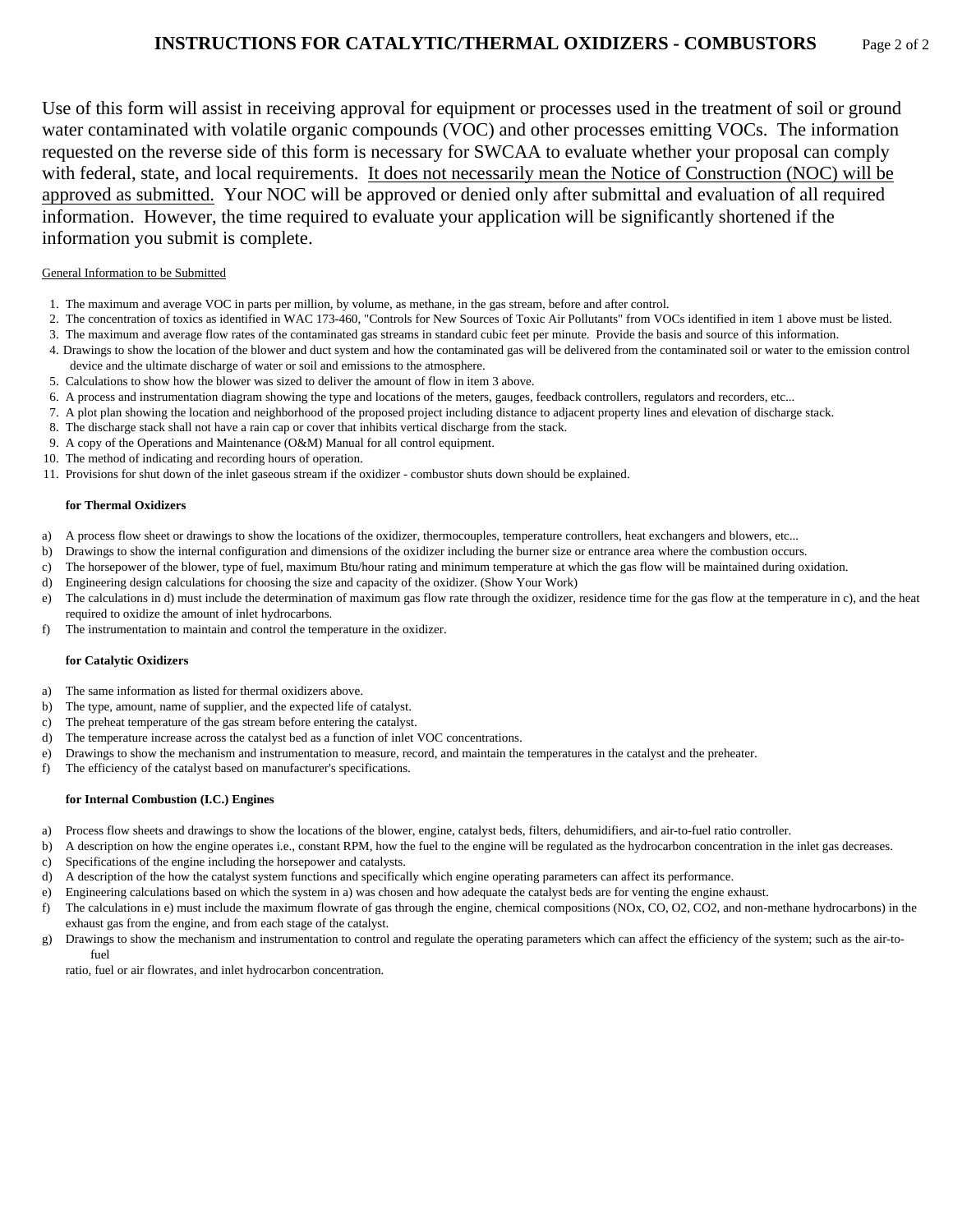# INSTRUCTIONS FOR CATALYTIC/THERMAL OXIDIZERS - COMBUSTORS

Use of this form will assist in receiving approval for equipment or processes used in the treatment of soil or ground water contaminated with volatile organic compounds (VOC) and other processes emitting VOCs. The information requested on the reverse side of this form is necessary for SWCAA to evaluate whether your proposal can comply with federal, state, and local requirements. <u>It does not necessarily mean the Notice of Construction (NOC) will be approved as submitted.</u> Your NOC will be approved or denied only after submittal and evaluation of all required information. However, the time required to evaluate your application will be significantly shortened if the information you submit is complete.

<u>General Information to be Submitted</u>

1. The maximum and average VOC in parts per million, by volume, as methane, in the gas stream, before and after control.
2. The concentration of toxics as identified in WAC 173-460, "Controls for New Sources of Toxic Air Pollutants" from VOCs identified in item 1 above must be listed.
3. The maximum and average flow rates of the contaminated gas streams in standard cubic feet per minute. Provide the basis and source of this information.
4. Drawings to show the location of the blower and duct system and how the contaminated gas will be delivered from the contaminated soil or water to the emission control device and the ultimate discharge of water or soil and emissions to the atmosphere.
5. Calculations to show how the blower was sized to deliver the amount of flow in item 3 above.
6. A process and instrumentation diagram showing the type and locations of the meters, gauges, feedback controllers, regulators and recorders, etc...
7. A plot plan showing the location and neighborhood of the proposed project including distance to adjacent property lines and elevation of discharge stack.
8. The discharge stack shall not have a rain cap or cover that inhibits vertical discharge from the stack.
9. A copy of the Operations and Maintenance (O&M) Manual for all control equipment.
10. The method of indicating and recording hours of operation.
11. Provisions for shut down of the inlet gaseous stream if the oxidizer - combustor shuts down should be explained.

**for Thermal Oxidizers**

a) A process flow sheet or drawings to show the locations of the oxidizer, thermocouples, temperature controllers, heat exchangers and blowers, etc...
b) Drawings to show the internal configuration and dimensions of the oxidizer including the burner size or entrance area where the combustion occurs.
c) The horsepower of the blower, type of fuel, maximum Btu/hour rating and minimum temperature at which the gas flow will be maintained during oxidation.
d) Engineering design calculations for choosing the size and capacity of the oxidizer. (Show Your Work)
e) The calculations in d) must include the determination of maximum gas flow rate through the oxidizer, residence time for the gas flow at the temperature in c), and the heat required to oxidize the amount of inlet hydrocarbons.
f) The instrumentation to maintain and control the temperature in the oxidizer.

**for Catalytic Oxidizers**

a) The same information as listed for thermal oxidizers above.
b) The type, amount, name of supplier, and the expected life of catalyst.
c) The preheat temperature of the gas stream before entering the catalyst.
d) The temperature increase across the catalyst bed as a function of inlet VOC concentrations.
e) Drawings to show the mechanism and instrumentation to measure, record, and maintain the temperatures in the catalyst and the preheater.
f) The efficiency of the catalyst based on manufacturer's specifications.

**for Internal Combustion (I.C.) Engines**

a) Process flow sheets and drawings to show the locations of the blower, engine, catalyst beds, filters, dehumidifiers, and air-to-fuel ratio controller.
b) A description on how the engine operates i.e., constant RPM, how the fuel to the engine will be regulated as the hydrocarbon concentration in the inlet gas decreases.
c) Specifications of the engine including the horsepower and catalysts.
d) A description of the how the catalyst system functions and specifically which engine operating parameters can affect its performance.
e) Engineering calculations based on which the system in a) was chosen and how adequate the catalyst beds are for venting the engine exhaust.
f) The calculations in e) must include the maximum flowrate of gas through the engine, chemical compositions ($NO_x$, CO, $O_2$, $CO_2$, and non-methane hydrocarbons) in the exhaust gas from the engine, and from each stage of the catalyst.
g) Drawings to show the mechanism and instrumentation to control and regulate the operating parameters which can affect the efficiency of the system; such as the air-to-fuel ratio, fuel or air flowrates, and inlet hydrocarbon concentration.